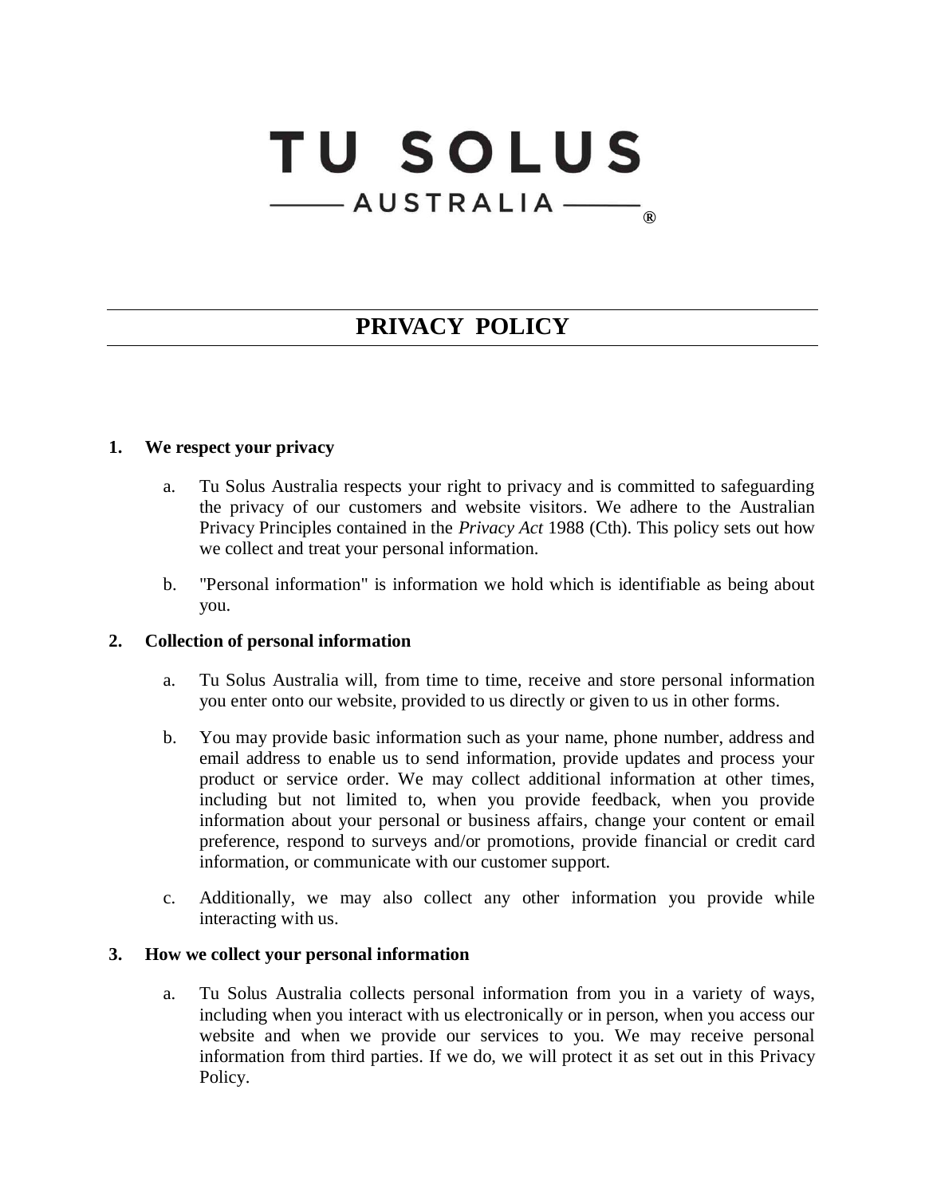# TU SOLUS

AUSTRALIA ®

## PRIVACY POLICY

**1. We respect your privacy**

a. Tu Solus Australia respects your right to privacy and is committed to safeguarding the privacy of our customers and website visitors. We adhere to the Australian Privacy Principles contained in the *Privacy Act* 1988 (Cth). This policy sets out how we collect and treat your personal information.

b. "Personal information" is information we hold which is identifiable as being about you.

**2. Collection of personal information**

a. Tu Solus Australia will, from time to time, receive and store personal information you enter onto our website, provided to us directly or given to us in other forms.

b. You may provide basic information such as your name, phone number, address and email address to enable us to send information, provide updates and process your product or service order. We may collect additional information at other times, including but not limited to, when you provide feedback, when you provide information about your personal or business affairs, change your content or email preference, respond to surveys and/or promotions, provide financial or credit card information, or communicate with our customer support.

c. Additionally, we may also collect any other information you provide while interacting with us.

**3. How we collect your personal information**

a. Tu Solus Australia collects personal information from you in a variety of ways, including when you interact with us electronically or in person, when you access our website and when we provide our services to you. We may receive personal information from third parties. If we do, we will protect it as set out in this Privacy Policy.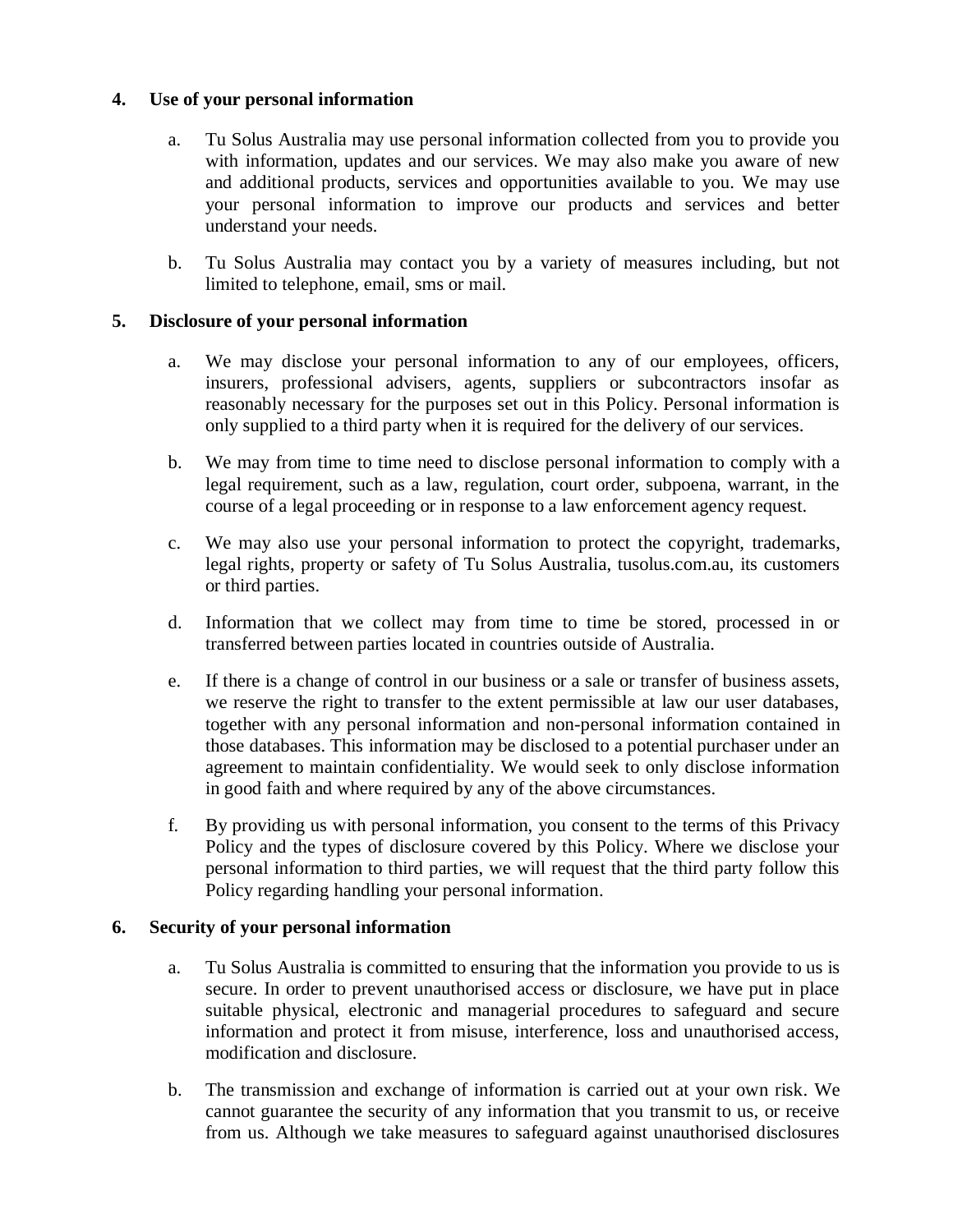## 4. Use of your personal information

a. Tu Solus Australia may use personal information collected from you to provide you with information, updates and our services. We may also make you aware of new and additional products, services and opportunities available to you. We may use your personal information to improve our products and services and better understand your needs.

b. Tu Solus Australia may contact you by a variety of measures including, but not limited to telephone, email, sms or mail.

## 5. Disclosure of your personal information

a. We may disclose your personal information to any of our employees, officers, insurers, professional advisers, agents, suppliers or subcontractors insofar as reasonably necessary for the purposes set out in this Policy. Personal information is only supplied to a third party when it is required for the delivery of our services.

b. We may from time to time need to disclose personal information to comply with a legal requirement, such as a law, regulation, court order, subpoena, warrant, in the course of a legal proceeding or in response to a law enforcement agency request.

c. We may also use your personal information to protect the copyright, trademarks, legal rights, property or safety of Tu Solus Australia, tusolus.com.au, its customers or third parties.

d. Information that we collect may from time to time be stored, processed in or transferred between parties located in countries outside of Australia.

e. If there is a change of control in our business or a sale or transfer of business assets, we reserve the right to transfer to the extent permissible at law our user databases, together with any personal information and non-personal information contained in those databases. This information may be disclosed to a potential purchaser under an agreement to maintain confidentiality. We would seek to only disclose information in good faith and where required by any of the above circumstances.

f. By providing us with personal information, you consent to the terms of this Privacy Policy and the types of disclosure covered by this Policy. Where we disclose your personal information to third parties, we will request that the third party follow this Policy regarding handling your personal information.

## 6. Security of your personal information

a. Tu Solus Australia is committed to ensuring that the information you provide to us is secure. In order to prevent unauthorised access or disclosure, we have put in place suitable physical, electronic and managerial procedures to safeguard and secure information and protect it from misuse, interference, loss and unauthorised access, modification and disclosure.

b. The transmission and exchange of information is carried out at your own risk. We cannot guarantee the security of any information that you transmit to us, or receive from us. Although we take measures to safeguard against unauthorised disclosures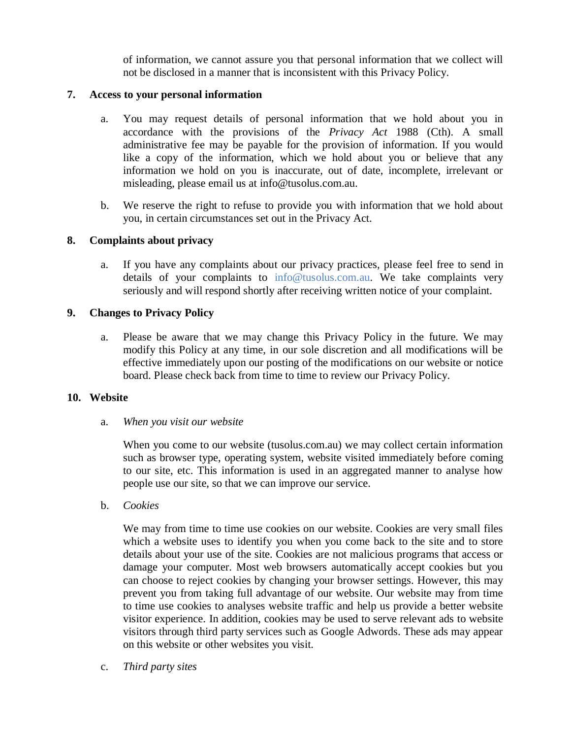of information, we cannot assure you that personal information that we collect will not be disclosed in a manner that is inconsistent with this Privacy Policy.

## 7. Access to your personal information

a. You may request details of personal information that we hold about you in accordance with the provisions of the *Privacy Act* 1988 (Cth). A small administrative fee may be payable for the provision of information. If you would like a copy of the information, which we hold about you or believe that any information we hold on you is inaccurate, out of date, incomplete, irrelevant or misleading, please email us at info@tusolus.com.au.

b. We reserve the right to refuse to provide you with information that we hold about you, in certain circumstances set out in the Privacy Act.

## 8. Complaints about privacy

a. If you have any complaints about our privacy practices, please feel free to send in details of your complaints to info@tusolus.com.au. We take complaints very seriously and will respond shortly after receiving written notice of your complaint.

## 9. Changes to Privacy Policy

a. Please be aware that we may change this Privacy Policy in the future. We may modify this Policy at any time, in our sole discretion and all modifications will be effective immediately upon our posting of the modifications on our website or notice board. Please check back from time to time to review our Privacy Policy.

## 10. Website

a. *When you visit our website*

When you come to our website (tusolus.com.au) we may collect certain information such as browser type, operating system, website visited immediately before coming to our site, etc. This information is used in an aggregated manner to analyse how people use our site, so that we can improve our service.

b. *Cookies*

We may from time to time use cookies on our website. Cookies are very small files which a website uses to identify you when you come back to the site and to store details about your use of the site. Cookies are not malicious programs that access or damage your computer. Most web browsers automatically accept cookies but you can choose to reject cookies by changing your browser settings. However, this may prevent you from taking full advantage of our website. Our website may from time to time use cookies to analyses website traffic and help us provide a better website visitor experience. In addition, cookies may be used to serve relevant ads to website visitors through third party services such as Google Adwords. These ads may appear on this website or other websites you visit.

c. *Third party sites*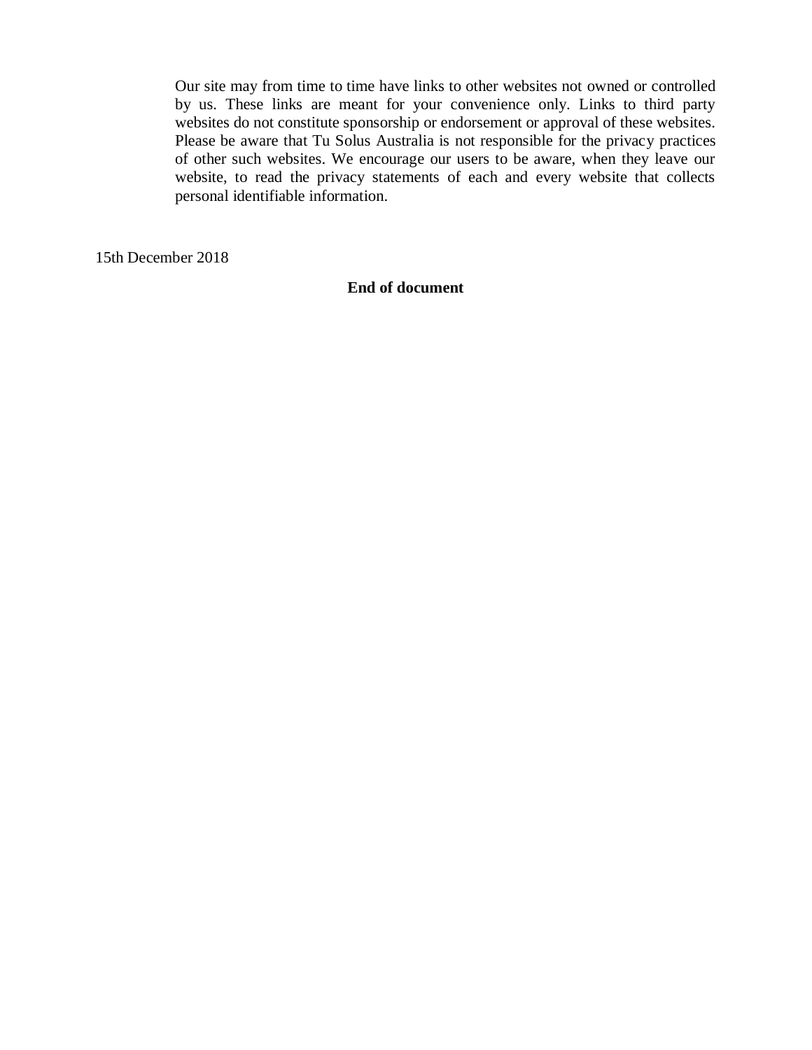Our site may from time to time have links to other websites not owned or controlled by us. These links are meant for your convenience only. Links to third party websites do not constitute sponsorship or endorsement or approval of these websites. Please be aware that Tu Solus Australia is not responsible for the privacy practices of other such websites. We encourage our users to be aware, when they leave our website, to read the privacy statements of each and every website that collects personal identifiable information.

15th December 2018

**End of document**